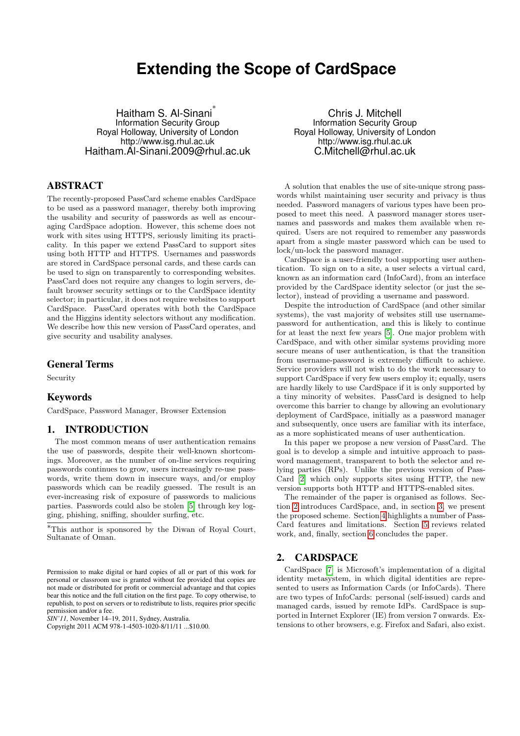# Extending the Scope of CardSpace

Haitham S. Al-Sinani*
Information Security Group
Royal Holloway, University of London
http://www.isg.rhul.ac.uk
Haitham.Al-Sinani.2009@rhul.ac.uk

Chris J. Mitchell
Information Security Group
Royal Holloway, University of London
http://www.isg.rhul.ac.uk
C.Mitchell@rhul.ac.uk

## ABSTRACT

The recently-proposed PassCard scheme enables CardSpace to be used as a password manager, thereby both improving the usability and security of passwords as well as encouraging CardSpace adoption. However, this scheme does not work with sites using HTTPS, seriously limiting its practicality. In this paper we extend PassCard to support sites using both HTTP and HTTPS. Usernames and passwords are stored in CardSpace personal cards, and these cards can be used to sign on transparently to corresponding websites. PassCard does not require any changes to login servers, default browser security settings or to the CardSpace identity selector; in particular, it does not require websites to support CardSpace. PassCard operates with both the CardSpace and the Higgins identity selectors without any modification. We describe how this new version of PassCard operates, and give security and usability analyses.

### General Terms

Security

### Keywords

CardSpace, Password Manager, Browser Extension

## 1. INTRODUCTION

The most common means of user authentication remains the use of passwords, despite their well-known shortcomings. Moreover, as the number of on-line services requiring passwords continues to grow, users increasingly re-use passwords, write them down in insecure ways, and/or employ passwords which can be readily guessed. The result is an ever-increasing risk of exposure of passwords to malicious parties. Passwords could also be stolen [5] through key logging, phishing, sniffing, shoulder surfing, etc.

*This author is sponsored by the Diwan of Royal Court, Sultanate of Oman.

Permission to make digital or hard copies of all or part of this work for personal or classroom use is granted without fee provided that copies are not made or distributed for profit or commercial advantage and that copies bear this notice and the full citation on the first page. To copy otherwise, to republish, to post on servers or to redistribute to lists, requires prior specific permission and/or a fee.
*SIN'11,* November 14–19, 2011, Sydney, Australia.
Copyright 2011 ACM 978-1-4503-1020-8/11/11 ...$10.00.

A solution that enables the use of site-unique strong passwords whilst maintaining user security and privacy is thus needed. Password managers of various types have been proposed to meet this need. A password manager stores usernames and passwords and makes them available when required. Users are not required to remember any passwords apart from a single master password which can be used to lock/un-lock the password manager.

CardSpace is a user-friendly tool supporting user authentication. To sign on to a site, a user selects a virtual card, known as an information card (InfoCard), from an interface provided by the CardSpace identity selector (or just the selector), instead of providing a username and password.

Despite the introduction of CardSpace (and other similar systems), the vast majority of websites still use username-password for authentication, and this is likely to continue for at least the next few years [5]. One major problem with CardSpace, and with other similar systems providing more secure means of user authentication, is that the transition from username-password is extremely difficult to achieve. Service providers will not wish to do the work necessary to support CardSpace if very few users employ it; equally, users are hardly likely to use CardSpace if it is only supported by a tiny minority of websites. PassCard is designed to help overcome this barrier to change by allowing an evolutionary deployment of CardSpace, initially as a password manager and subsequently, once users are familiar with its interface, as a more sophisticated means of user authentication.

In this paper we propose a new version of PassCard. The goal is to develop a simple and intuitive approach to password management, transparent to both the selector and relying parties (RPs). Unlike the previous version of PassCard [2] which only supports sites using HTTP, the new version supports both HTTP and HTTPS-enabled sites.

The remainder of the paper is organised as follows. Section 2 introduces CardSpace, and, in section 3, we present the proposed scheme. Section 4 highlights a number of PassCard features and limitations. Section 5 reviews related work, and, finally, section 6 concludes the paper.

## 2. CARDSPACE

CardSpace [7] is Microsoft's implementation of a digital identity metasystem, in which digital identities are represented to users as Information Cards (or InfoCards). There are two types of InfoCards: personal (self-issued) cards and managed cards, issued by remote IdPs. CardSpace is supported in Internet Explorer (IE) from version 7 onwards. Extensions to other browsers, e.g. Firefox and Safari, also exist.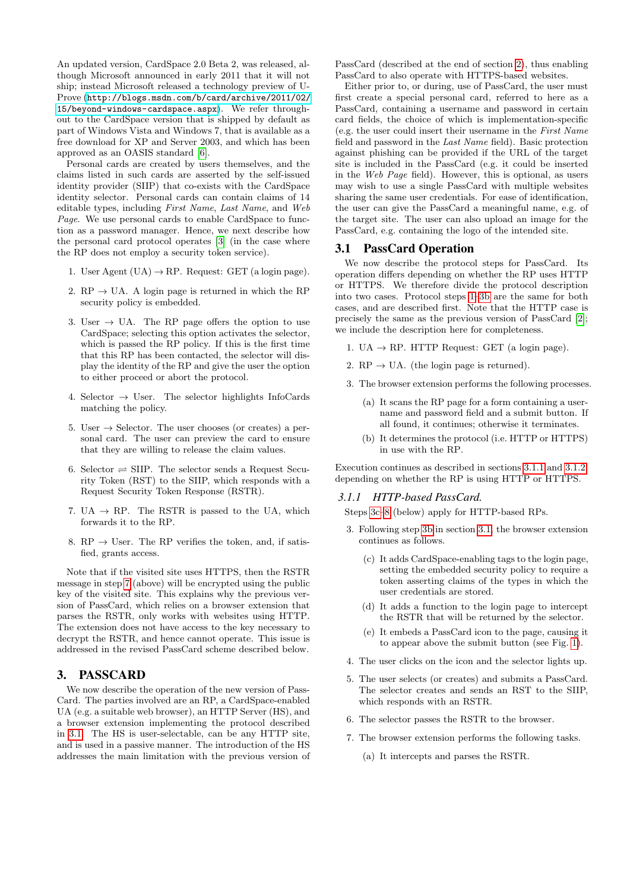An updated version, CardSpace 2.0 Beta 2, was released, although Microsoft announced in early 2011 that it will not ship; instead Microsoft released a technology preview of U-Prove (http://blogs.msdn.com/b/card/archive/2011/02/15/beyond-windows-cardspace.aspx). We refer throughout to the CardSpace version that is shipped by default as part of Windows Vista and Windows 7, that is available as a free download for XP and Server 2003, and which has been approved as an OASIS standard [6].

Personal cards are created by users themselves, and the claims listed in such cards are asserted by the self-issued identity provider (SIIP) that co-exists with the CardSpace identity selector. Personal cards can contain claims of 14 editable types, including *First Name*, *Last Name*, and *Web Page*. We use personal cards to enable CardSpace to function as a password manager. Hence, we next describe how the personal card protocol operates [3] (in the case where the RP does not employ a security token service).

1. User Agent (UA) → RP. Request: GET (a login page).
2. RP → UA. A login page is returned in which the RP security policy is embedded.
3. User → UA. The RP page offers the option to use CardSpace; selecting this option activates the selector, which is passed the RP policy. If this is the first time that this RP has been contacted, the selector will display the identity of the RP and give the user the option to either proceed or abort the protocol.
4. Selector → User. The selector highlights InfoCards matching the policy.
5. User → Selector. The user chooses (or creates) a personal card. The user can preview the card to ensure that they are willing to release the claim values.
6. Selector ⇌ SIIP. The selector sends a Request Security Token (RST) to the SIIP, which responds with a Request Security Token Response (RSTR).
7. UA → RP. The RSTR is passed to the UA, which forwards it to the RP.
8. RP → User. The RP verifies the token, and, if satisfied, grants access.

Note that if the visited site uses HTTPS, then the RSTR message in step 7 (above) will be encrypted using the public key of the visited site. This explains why the previous version of PassCard, which relies on a browser extension that parses the RSTR, only works with websites using HTTP. The extension does not have access to the key necessary to decrypt the RSTR, and hence cannot operate. This issue is addressed in the revised PassCard scheme described below.

# 3. PASSCARD

We now describe the operation of the new version of PassCard. The parties involved are an RP, a CardSpace-enabled UA (e.g. a suitable web browser), an HTTP Server (HS), and a browser extension implementing the protocol described in 3.1. The HS is user-selectable, can be any HTTP site, and is used in a passive manner. The introduction of the HS addresses the main limitation with the previous version of PassCard (described at the end of section 2), thus enabling PassCard to also operate with HTTPS-based websites.

Either prior to, or during, use of PassCard, the user must first create a special personal card, referred to here as a PassCard, containing a username and password in certain card fields, the choice of which is implementation-specific (e.g. the user could insert their username in the *First Name* field and password in the *Last Name* field). Basic protection against phishing can be provided if the URL of the target site is included in the PassCard (e.g. it could be inserted in the *Web Page* field). However, this is optional, as users may wish to use a single PassCard with multiple websites sharing the same user credentials. For ease of identification, the user can give the PassCard a meaningful name, e.g. of the target site. The user can also upload an image for the PassCard, e.g. containing the logo of the intended site.

## 3.1 PassCard Operation

We now describe the protocol steps for PassCard. Its operation differs depending on whether the RP uses HTTP or HTTPS. We therefore divide the protocol description into two cases. Protocol steps 1–3b are the same for both cases, and are described first. Note that the HTTP case is precisely the same as the previous version of PassCard [2]; we include the description here for completeness.

1. UA → RP. HTTP Request: GET (a login page).
2. RP → UA. (the login page is returned).
3. The browser extension performs the following processes.
   (a) It scans the RP page for a form containing a username and password field and a submit button. If all found, it continues; otherwise it terminates.
   (b) It determines the protocol (i.e. HTTP or HTTPS) in use with the RP.

Execution continues as described in sections 3.1.1 and 3.1.2, depending on whether the RP is using HTTP or HTTPS.

### *3.1.1 HTTP-based PassCard.*

Steps 3c–8 (below) apply for HTTP-based RPs.

3. Following step 3b in section 3.1, the browser extension continues as follows.
   (c) It adds CardSpace-enabling tags to the login page, setting the embedded security policy to require a token asserting claims of the types in which the user credentials are stored.
   (d) It adds a function to the login page to intercept the RSTR that will be returned by the selector.
   (e) It embeds a PassCard icon to the page, causing it to appear above the submit button (see Fig. 1).
4. The user clicks on the icon and the selector lights up.
5. The user selects (or creates) and submits a PassCard. The selector creates and sends an RST to the SIIP, which responds with an RSTR.
6. The selector passes the RSTR to the browser.
7. The browser extension performs the following tasks.
   (a) It intercepts and parses the RSTR.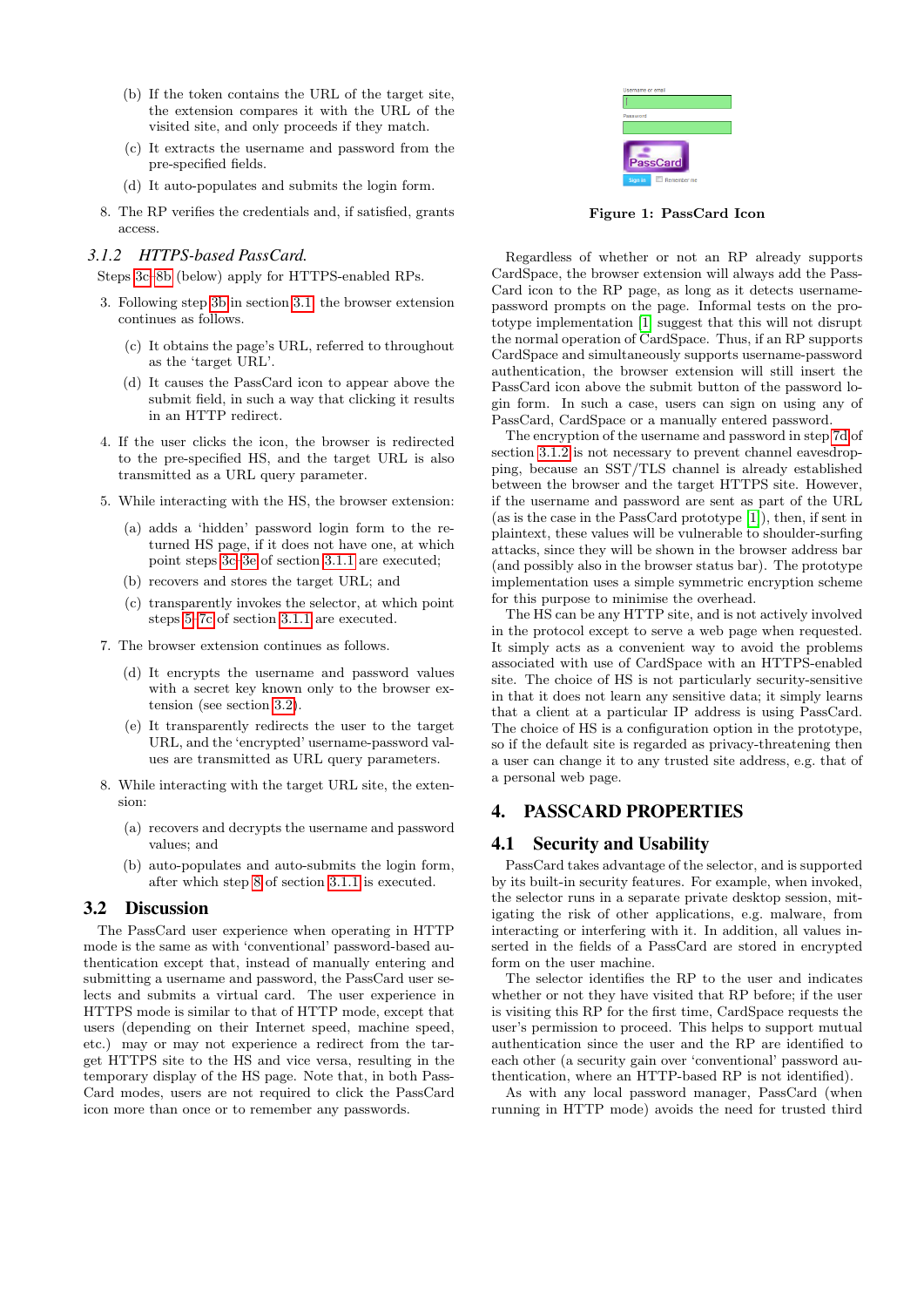(b) If the token contains the URL of the target site, the extension compares it with the URL of the visited site, and only proceeds if they match.

(c) It extracts the username and password from the pre-specified fields.

(d) It auto-populates and submits the login form.

8. The RP verifies the credentials and, if satisfied, grants access.

### 3.1.2 *HTTPS-based PassCard.*

Steps 3c–8b (below) apply for HTTPS-enabled RPs.

3. Following step 3b in section 3.1, the browser extension continues as follows.

   (c) It obtains the page's URL, referred to throughout as the 'target URL'.

   (d) It causes the PassCard icon to appear above the submit field, in such a way that clicking it results in an HTTP redirect.

4. If the user clicks the icon, the browser is redirected to the pre-specified HS, and the target URL is also transmitted as a URL query parameter.

5. While interacting with the HS, the browser extension:

   (a) adds a 'hidden' password login form to the returned HS page, if it does not have one, at which point steps 3c–3e of section 3.1.1 are executed;

   (b) recovers and stores the target URL; and

   (c) transparently invokes the selector, at which point steps 5–7c of section 3.1.1 are executed.

7. The browser extension continues as follows.

   (d) It encrypts the username and password values with a secret key known only to the browser extension (see section 3.2).

   (e) It transparently redirects the user to the target URL, and the 'encrypted' username-password values are transmitted as URL query parameters.

8. While interacting with the target URL site, the extension:

   (a) recovers and decrypts the username and password values; and

   (b) auto-populates and auto-submits the login form, after which step 8 of section 3.1.1 is executed.

## 3.2 Discussion

The PassCard user experience when operating in HTTP mode is the same as with 'conventional' password-based authentication except that, instead of manually entering and submitting a username and password, the PassCard user selects and submits a virtual card. The user experience in HTTPS mode is similar to that of HTTP mode, except that users (depending on their Internet speed, machine speed, etc.) may or may not experience a redirect from the target HTTPS site to the HS and vice versa, resulting in the temporary display of the HS page. Note that, in both PassCard modes, users are not required to click the PassCard icon more than once or to remember any passwords.

**Figure 1: PassCard Icon**

Regardless of whether or not an RP already supports CardSpace, the browser extension will always add the PassCard icon to the RP page, as long as it detects username-password prompts on the page. Informal tests on the prototype implementation [1] suggest that this will not disrupt the normal operation of CardSpace. Thus, if an RP supports CardSpace and simultaneously supports username-password authentication, the browser extension will still insert the PassCard icon above the submit button of the password login form. In such a case, users can sign on using any of PassCard, CardSpace or a manually entered password.

The encryption of the username and password in step 7d of section 3.1.2 is not necessary to prevent channel eavesdropping, because an SST/TLS channel is already established between the browser and the target HTTPS site. However, if the username and password are sent as part of the URL (as is the case in the PassCard prototype [1]), then, if sent in plaintext, these values will be vulnerable to shoulder-surfing attacks, since they will be shown in the browser address bar (and possibly also in the browser status bar). The prototype implementation uses a simple symmetric encryption scheme for this purpose to minimise the overhead.

The HS can be any HTTP site, and is not actively involved in the protocol except to serve a web page when requested. It simply acts as a convenient way to avoid the problems associated with use of CardSpace with an HTTPS-enabled site. The choice of HS is not particularly security-sensitive in that it does not learn any sensitive data; it simply learns that a client at a particular IP address is using PassCard. The choice of HS is a configuration option in the prototype, so if the default site is regarded as privacy-threatening then a user can change it to any trusted site address, e.g. that of a personal web page.

# 4. PASSCARD PROPERTIES

## 4.1 Security and Usability

PassCard takes advantage of the selector, and is supported by its built-in security features. For example, when invoked, the selector runs in a separate private desktop session, mitigating the risk of other applications, e.g. malware, from interacting or interfering with it. In addition, all values inserted in the fields of a PassCard are stored in encrypted form on the user machine.

The selector identifies the RP to the user and indicates whether or not they have visited that RP before; if the user is visiting this RP for the first time, CardSpace requests the user's permission to proceed. This helps to support mutual authentication since the user and the RP are identified to each other (a security gain over 'conventional' password authentication, where an HTTP-based RP is not identified).

As with any local password manager, PassCard (when running in HTTP mode) avoids the need for trusted third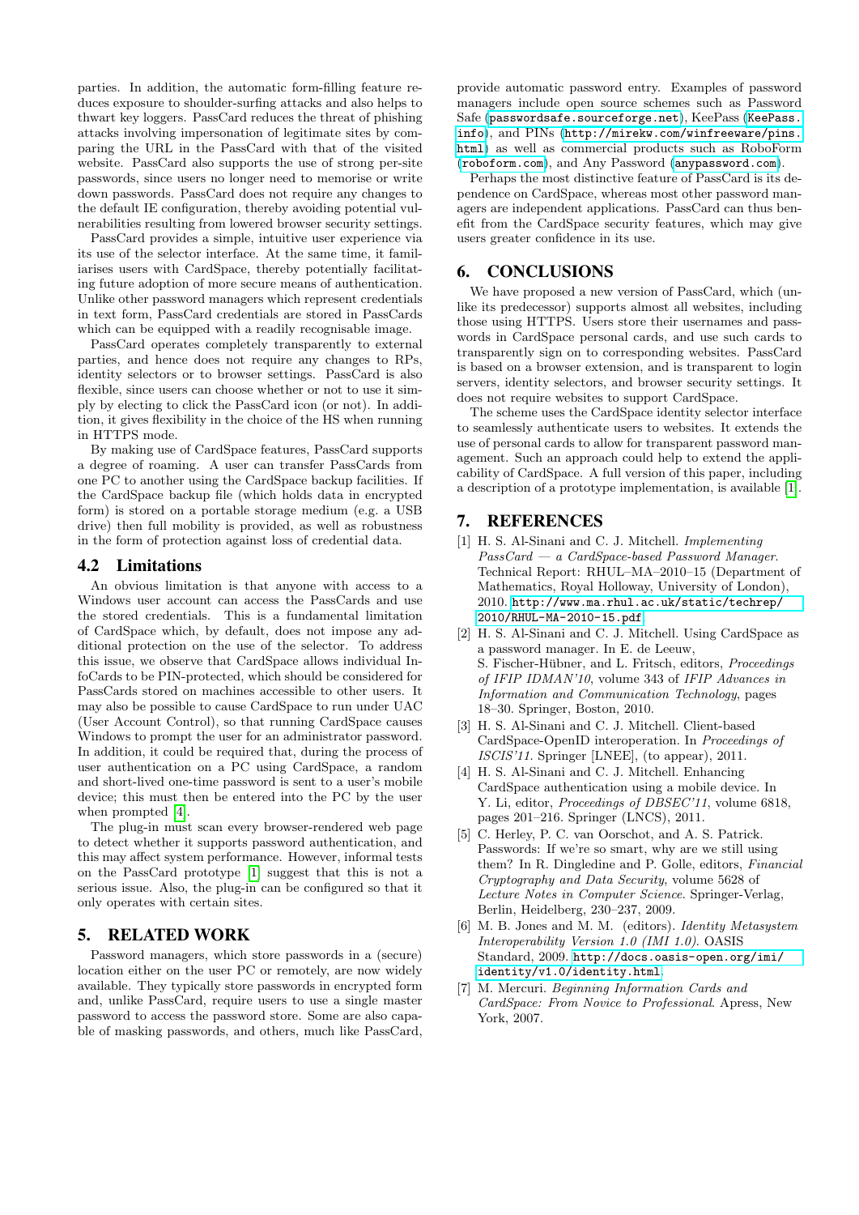parties. In addition, the automatic form-filling feature reduces exposure to shoulder-surfing attacks and also helps to thwart key loggers. PassCard reduces the threat of phishing attacks involving impersonation of legitimate sites by comparing the URL in the PassCard with that of the visited website. PassCard also supports the use of strong per-site passwords, since users no longer need to memorise or write down passwords. PassCard does not require any changes to the default IE configuration, thereby avoiding potential vulnerabilities resulting from lowered browser security settings.

PassCard provides a simple, intuitive user experience via its use of the selector interface. At the same time, it familiarises users with CardSpace, thereby potentially facilitating future adoption of more secure means of authentication. Unlike other password managers which represent credentials in text form, PassCard credentials are stored in PassCards which can be equipped with a readily recognisable image.

PassCard operates completely transparently to external parties, and hence does not require any changes to RPs, identity selectors or to browser settings. PassCard is also flexible, since users can choose whether or not to use it simply by electing to click the PassCard icon (or not). In addition, it gives flexibility in the choice of the HS when running in HTTPS mode.

By making use of CardSpace features, PassCard supports a degree of roaming. A user can transfer PassCards from one PC to another using the CardSpace backup facilities. If the CardSpace backup file (which holds data in encrypted form) is stored on a portable storage medium (e.g. a USB drive) then full mobility is provided, as well as robustness in the form of protection against loss of credential data.

## 4.2 Limitations

An obvious limitation is that anyone with access to a Windows user account can access the PassCards and use the stored credentials. This is a fundamental limitation of CardSpace which, by default, does not impose any additional protection on the use of the selector. To address this issue, we observe that CardSpace allows individual InfoCards to be PIN-protected, which should be considered for PassCards stored on machines accessible to other users. It may also be possible to cause CardSpace to run under UAC (User Account Control), so that running CardSpace causes Windows to prompt the user for an administrator password. In addition, it could be required that, during the process of user authentication on a PC using CardSpace, a random and short-lived one-time password is sent to a user's mobile device; this must then be entered into the PC by the user when prompted [4].

The plug-in must scan every browser-rendered web page to detect whether it supports password authentication, and this may affect system performance. However, informal tests on the PassCard prototype [1] suggest that this is not a serious issue. Also, the plug-in can be configured so that it only operates with certain sites.

# 5. RELATED WORK

Password managers, which store passwords in a (secure) location either on the user PC or remotely, are now widely available. They typically store passwords in encrypted form and, unlike PassCard, require users to use a single master password to access the password store. Some are also capable of masking passwords, and others, much like PassCard, provide automatic password entry. Examples of password managers include open source schemes such as Password Safe (passwordsafe.sourceforge.net), KeePass (KeePass.info), and PINs (http://mirekw.com/winfreeware/pins.html) as well as commercial products such as RoboForm (roboform.com), and Any Password (anypassword.com).

Perhaps the most distinctive feature of PassCard is its dependence on CardSpace, whereas most other password managers are independent applications. PassCard can thus benefit from the CardSpace security features, which may give users greater confidence in its use.

# 6. CONCLUSIONS

We have proposed a new version of PassCard, which (unlike its predecessor) supports almost all websites, including those using HTTPS. Users store their usernames and passwords in CardSpace personal cards, and use such cards to transparently sign on to corresponding websites. PassCard is based on a browser extension, and is transparent to login servers, identity selectors, and browser security settings. It does not require websites to support CardSpace.

The scheme uses the CardSpace identity selector interface to seamlessly authenticate users to websites. It extends the use of personal cards to allow for transparent password management. Such an approach could help to extend the applicability of CardSpace. A full version of this paper, including a description of a prototype implementation, is available [1].

# 7. REFERENCES

[1] H. S. Al-Sinani and C. J. Mitchell. *Implementing PassCard — a CardSpace-based Password Manager*. Technical Report: RHUL–MA–2010–15 (Department of Mathematics, Royal Holloway, University of London), 2010. http://www.ma.rhul.ac.uk/static/techrep/2010/RHUL-MA-2010-15.pdf.

[2] H. S. Al-Sinani and C. J. Mitchell. Using CardSpace as a password manager. In E. de Leeuw, S. Fischer-Hübner, and L. Fritsch, editors, *Proceedings of IFIP IDMAN'10*, volume 343 of *IFIP Advances in Information and Communication Technology*, pages 18–30. Springer, Boston, 2010.

[3] H. S. Al-Sinani and C. J. Mitchell. Client-based CardSpace-OpenID interoperation. In *Proceedings of ISCIS'11*. Springer [LNEE], (to appear), 2011.

[4] H. S. Al-Sinani and C. J. Mitchell. Enhancing CardSpace authentication using a mobile device. In Y. Li, editor, *Proceedings of DBSEC'11*, volume 6818, pages 201–216. Springer (LNCS), 2011.

[5] C. Herley, P. C. van Oorschot, and A. S. Patrick. Passwords: If we're so smart, why are we still using them? In R. Dingledine and P. Golle, editors, *Financial Cryptography and Data Security*, volume 5628 of *Lecture Notes in Computer Science*. Springer-Verlag, Berlin, Heidelberg, 230–237, 2009.

[6] M. B. Jones and M. M. (editors). *Identity Metasystem Interoperability Version 1.0 (IMI 1.0)*. OASIS Standard, 2009. http://docs.oasis-open.org/imi/identity/v1.0/identity.html.

[7] M. Mercuri. *Beginning Information Cards and CardSpace: From Novice to Professional*. Apress, New York, 2007.